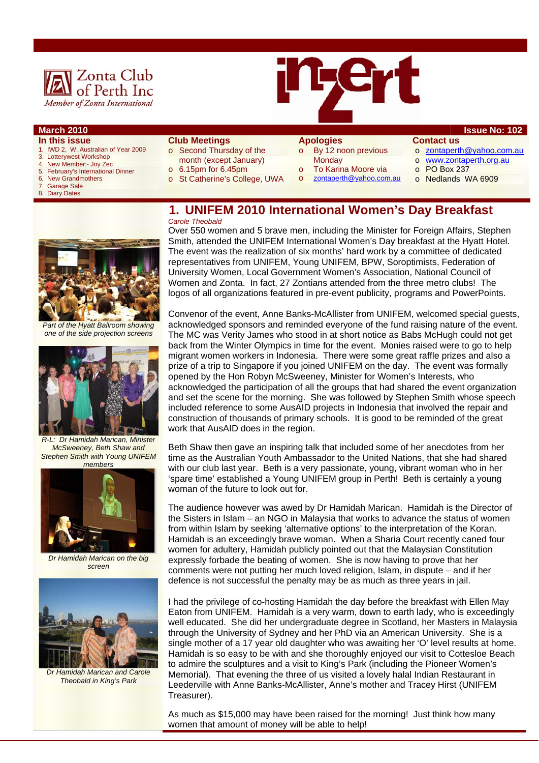Zonta Club of Perth Inc

*Member of Zonta International*

inzert

**March 2010** **Issue No: 102**

**In this issue**

1. IWD 2, W. Australian of Year 2009
3. Lotterywest Workshop
4. New Member:- Joy Zec
5. February's International Dinner
6. New Grandmothers
7. Garage Sale
8. Diary Dates

**Club Meetings**

- Second Thursday of the month (except January)
- 6.15pm for 6.45pm
- St Catherine's College, UWA

**Apologies**

- By 12 noon previous Monday
- To Karina Moore via
- zontaperth@yahoo.com.au

**Contact us**

- zontaperth@yahoo.com.au
- www.zontaperth.org.au
- PO Box 237
- Nedlands WA 6909

# 1. UNIFEM 2010 International Women's Day Breakfast

*Carole Theobald*

Over 550 women and 5 brave men, including the Minister for Foreign Affairs, Stephen Smith, attended the UNIFEM International Women's Day breakfast at the Hyatt Hotel. The event was the realization of six months' hard work by a committee of dedicated representatives from UNIFEM, Young UNIFEM, BPW, Soroptimists, Federation of University Women, Local Government Women's Association, National Council of Women and Zonta. In fact, 27 Zontians attended from the three metro clubs! The logos of all organizations featured in pre-event publicity, programs and PowerPoints.

*Part of the Hyatt Ballroom showing one of the side projection screens*

Convenor of the event, Anne Banks-McAllister from UNIFEM, welcomed special guests, acknowledged sponsors and reminded everyone of the fund raising nature of the event. The MC was Verity James who stood in at short notice as Babs McHugh could not get back from the Winter Olympics in time for the event. Monies raised were to go to help migrant women workers in Indonesia. There were some great raffle prizes and also a prize of a trip to Singapore if you joined UNIFEM on the day. The event was formally opened by the Hon Robyn McSweeney, Minister for Women's Interests, who acknowledged the participation of all the groups that had shared the event organization and set the scene for the morning. She was followed by Stephen Smith whose speech included reference to some AusAID projects in Indonesia that involved the repair and construction of thousands of primary schools. It is good to be reminded of the great work that AusAID does in the region.

*R-L: Dr Hamidah Marican, Minister McSweeney, Beth Shaw and Stephen Smith with Young UNIFEM members*

Beth Shaw then gave an inspiring talk that included some of her anecdotes from her time as the Australian Youth Ambassador to the United Nations, that she had shared with our club last year. Beth is a very passionate, young, vibrant woman who in her 'spare time' established a Young UNIFEM group in Perth! Beth is certainly a young woman of the future to look out for.

*Dr Hamidah Marican on the big screen*

The audience however was awed by Dr Hamidah Marican. Hamidah is the Director of the Sisters in Islam – an NGO in Malaysia that works to advance the status of women from within Islam by seeking 'alternative options' to the interpretation of the Koran. Hamidah is an exceedingly brave woman. When a Sharia Court recently caned four women for adultery, Hamidah publicly pointed out that the Malaysian Constitution expressly forbade the beating of women. She is now having to prove that her comments were not putting her much loved religion, Islam, in dispute – and if her defence is not successful the penalty may be as much as three years in jail.

*Dr Hamidah Marican and Carole Theobald in King's Park*

I had the privilege of co-hosting Hamidah the day before the breakfast with Ellen May Eaton from UNIFEM. Hamidah is a very warm, down to earth lady, who is exceedingly well educated. She did her undergraduate degree in Scotland, her Masters in Malaysia through the University of Sydney and her PhD via an American University. She is a single mother of a 17 year old daughter who was awaiting her 'O' level results at home. Hamidah is so easy to be with and she thoroughly enjoyed our visit to Cottesloe Beach to admire the sculptures and a visit to King's Park (including the Pioneer Women's Memorial). That evening the three of us visited a lovely halal Indian Restaurant in Leederville with Anne Banks-McAllister, Anne's mother and Tracey Hirst (UNIFEM Treasurer).

As much as $15,000 may have been raised for the morning! Just think how many women that amount of money will be able to help!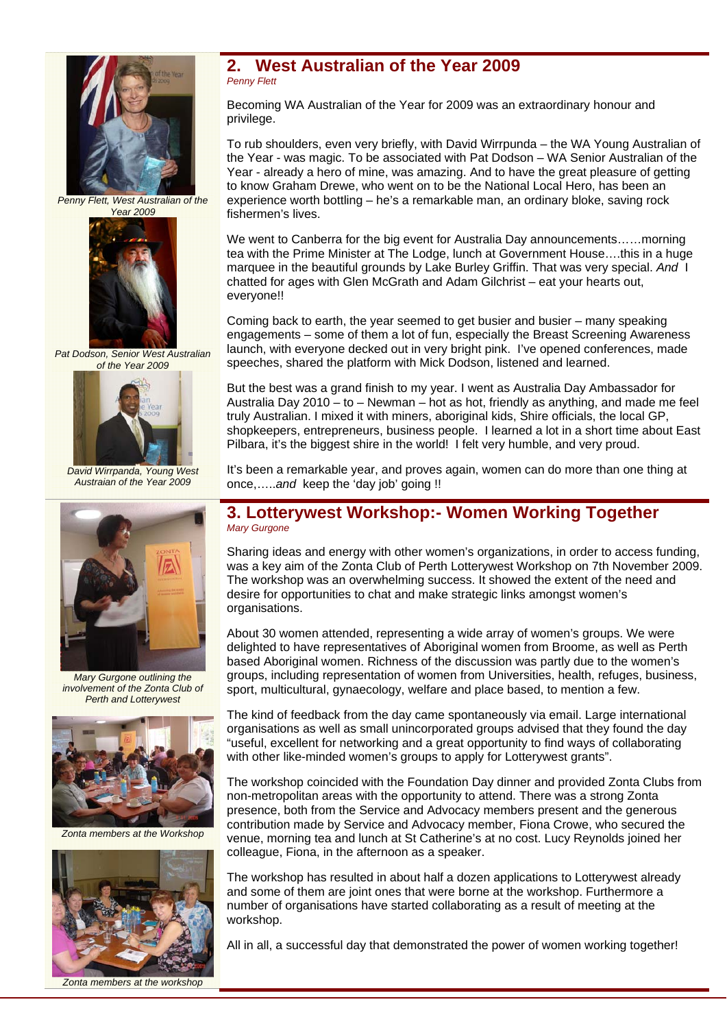Penny Flett, West Australian of the Year 2009

Pat Dodson, Senior West Australian of the Year 2009

David Wirrpanda, Young West Austraian of the Year 2009

## 2. West Australian of the Year 2009

*Penny Flett*

Becoming WA Australian of the Year for 2009 was an extraordinary honour and privilege.

To rub shoulders, even very briefly, with David Wirrpunda – the WA Young Australian of the Year - was magic. To be associated with Pat Dodson – WA Senior Australian of the Year - already a hero of mine, was amazing. And to have the great pleasure of getting to know Graham Drewe, who went on to be the National Local Hero, has been an experience worth bottling – he's a remarkable man, an ordinary bloke, saving rock fishermen's lives.

We went to Canberra for the big event for Australia Day announcements……morning tea with the Prime Minister at The Lodge, lunch at Government House….this in a huge marquee in the beautiful grounds by Lake Burley Griffin. That was very special. *And* I chatted for ages with Glen McGrath and Adam Gilchrist – eat your hearts out, everyone!!

Coming back to earth, the year seemed to get busier and busier – many speaking engagements – some of them a lot of fun, especially the Breast Screening Awareness launch, with everyone decked out in very bright pink. I've opened conferences, made speeches, shared the platform with Mick Dodson, listened and learned.

But the best was a grand finish to my year. I went as Australia Day Ambassador for Australia Day 2010 – to – Newman – hot as hot, friendly as anything, and made me feel truly Australian. I mixed it with miners, aboriginal kids, Shire officials, the local GP, shopkeepers, entrepreneurs, business people. I learned a lot in a short time about East Pilbara, it's the biggest shire in the world! I felt very humble, and very proud.

It's been a remarkable year, and proves again, women can do more than one thing at once,…..*and* keep the 'day job' going !!

Mary Gurgone outlining the involvement of the Zonta Club of Perth and Lotterywest

Zonta members at the Workshop

Zonta members at the workshop

## 3. Lotterywest Workshop:- Women Working Together

*Mary Gurgone*

Sharing ideas and energy with other women's organizations, in order to access funding, was a key aim of the Zonta Club of Perth Lotterywest Workshop on 7th November 2009. The workshop was an overwhelming success. It showed the extent of the need and desire for opportunities to chat and make strategic links amongst women's organisations.

About 30 women attended, representing a wide array of women's groups. We were delighted to have representatives of Aboriginal women from Broome, as well as Perth based Aboriginal women. Richness of the discussion was partly due to the women's groups, including representation of women from Universities, health, refuges, business, sport, multicultural, gynaecology, welfare and place based, to mention a few.

The kind of feedback from the day came spontaneously via email. Large international organisations as well as small unincorporated groups advised that they found the day "useful, excellent for networking and a great opportunity to find ways of collaborating with other like-minded women's groups to apply for Lotterywest grants".

The workshop coincided with the Foundation Day dinner and provided Zonta Clubs from non-metropolitan areas with the opportunity to attend. There was a strong Zonta presence, both from the Service and Advocacy members present and the generous contribution made by Service and Advocacy member, Fiona Crowe, who secured the venue, morning tea and lunch at St Catherine's at no cost. Lucy Reynolds joined her colleague, Fiona, in the afternoon as a speaker.

The workshop has resulted in about half a dozen applications to Lotterywest already and some of them are joint ones that were borne at the workshop. Furthermore a number of organisations have started collaborating as a result of meeting at the workshop.

All in all, a successful day that demonstrated the power of women working together!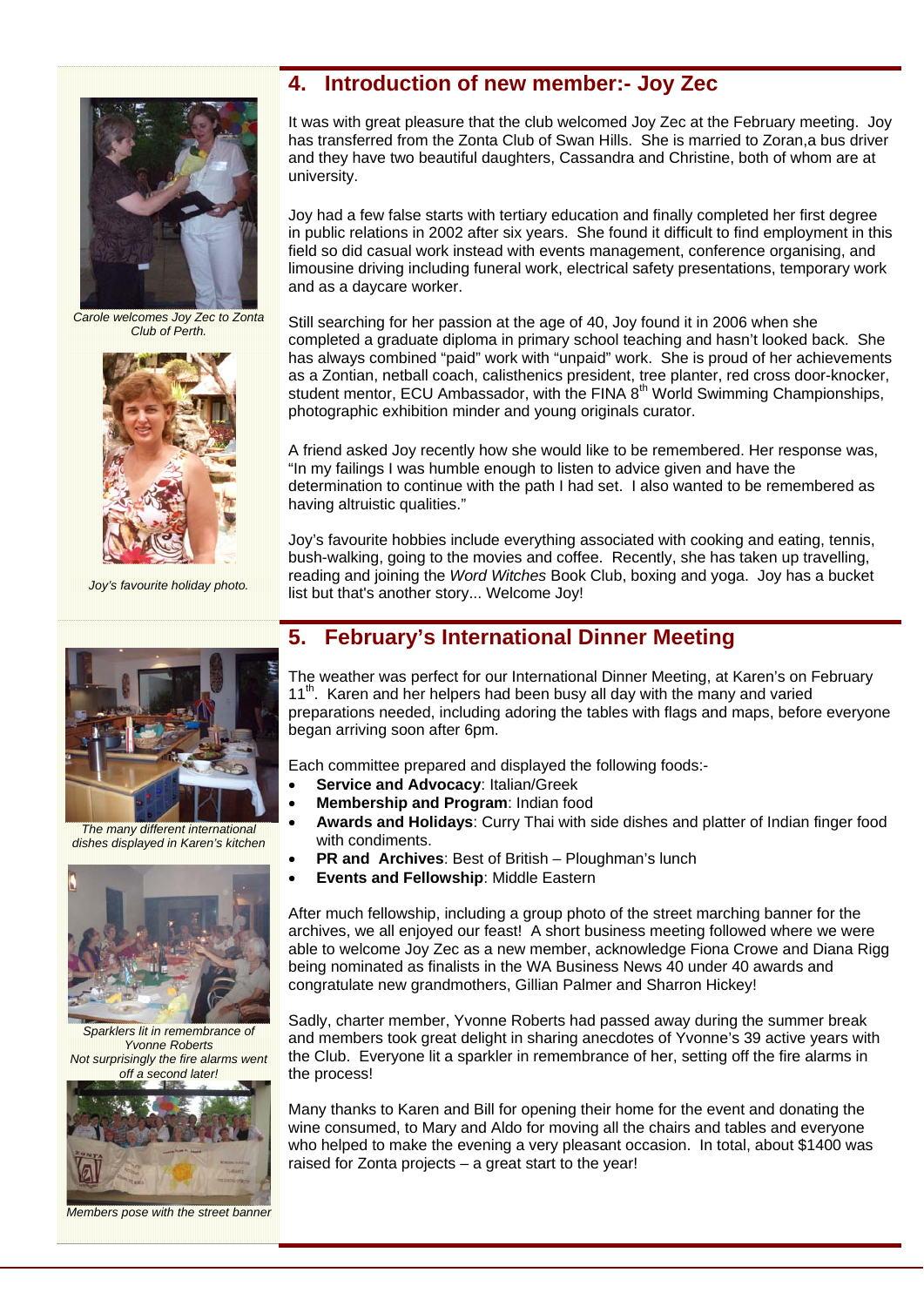## 4. Introduction of new member:- Joy Zec

It was with great pleasure that the club welcomed Joy Zec at the February meeting. Joy has transferred from the Zonta Club of Swan Hills. She is married to Zoran,a bus driver and they have two beautiful daughters, Cassandra and Christine, both of whom are at university.

Joy had a few false starts with tertiary education and finally completed her first degree in public relations in 2002 after six years. She found it difficult to find employment in this field so did casual work instead with events management, conference organising, and limousine driving including funeral work, electrical safety presentations, temporary work and as a daycare worker.

Still searching for her passion at the age of 40, Joy found it in 2006 when she completed a graduate diploma in primary school teaching and hasn't looked back. She has always combined "paid" work with "unpaid" work. She is proud of her achievements as a Zontian, netball coach, calisthenics president, tree planter, red cross door-knocker, student mentor, ECU Ambassador, with the FINA 8th World Swimming Championships, photographic exhibition minder and young originals curator.

A friend asked Joy recently how she would like to be remembered. Her response was, "In my failings I was humble enough to listen to advice given and have the determination to continue with the path I had set. I also wanted to be remembered as having altruistic qualities."

Joy's favourite hobbies include everything associated with cooking and eating, tennis, bush-walking, going to the movies and coffee. Recently, she has taken up travelling, reading and joining the *Word Witches* Book Club, boxing and yoga. Joy has a bucket list but that's another story... Welcome Joy!

*Carole welcomes Joy Zec to Zonta Club of Perth.*

*Joy's favourite holiday photo.*

## 5. February's International Dinner Meeting

The weather was perfect for our International Dinner Meeting, at Karen's on February 11th. Karen and her helpers had been busy all day with the many and varied preparations needed, including adoring the tables with flags and maps, before everyone began arriving soon after 6pm.

Each committee prepared and displayed the following foods:-

- **Service and Advocacy**: Italian/Greek
- **Membership and Program**: Indian food
- **Awards and Holidays**: Curry Thai with side dishes and platter of Indian finger food with condiments.
- **PR and Archives**: Best of British – Ploughman's lunch
- **Events and Fellowship**: Middle Eastern

After much fellowship, including a group photo of the street marching banner for the archives, we all enjoyed our feast! A short business meeting followed where we were able to welcome Joy Zec as a new member, acknowledge Fiona Crowe and Diana Rigg being nominated as finalists in the WA Business News 40 under 40 awards and congratulate new grandmothers, Gillian Palmer and Sharron Hickey!

Sadly, charter member, Yvonne Roberts had passed away during the summer break and members took great delight in sharing anecdotes of Yvonne's 39 active years with the Club. Everyone lit a sparkler in remembrance of her, setting off the fire alarms in the process!

Many thanks to Karen and Bill for opening their home for the event and donating the wine consumed, to Mary and Aldo for moving all the chairs and tables and everyone who helped to make the evening a very pleasant occasion. In total, about $1400 was raised for Zonta projects – a great start to the year!

*The many different international dishes displayed in Karen's kitchen*

*Sparklers lit in remembrance of Yvonne Roberts*
*Not surprisingly the fire alarms went off a second later!*

*Members pose with the street banner*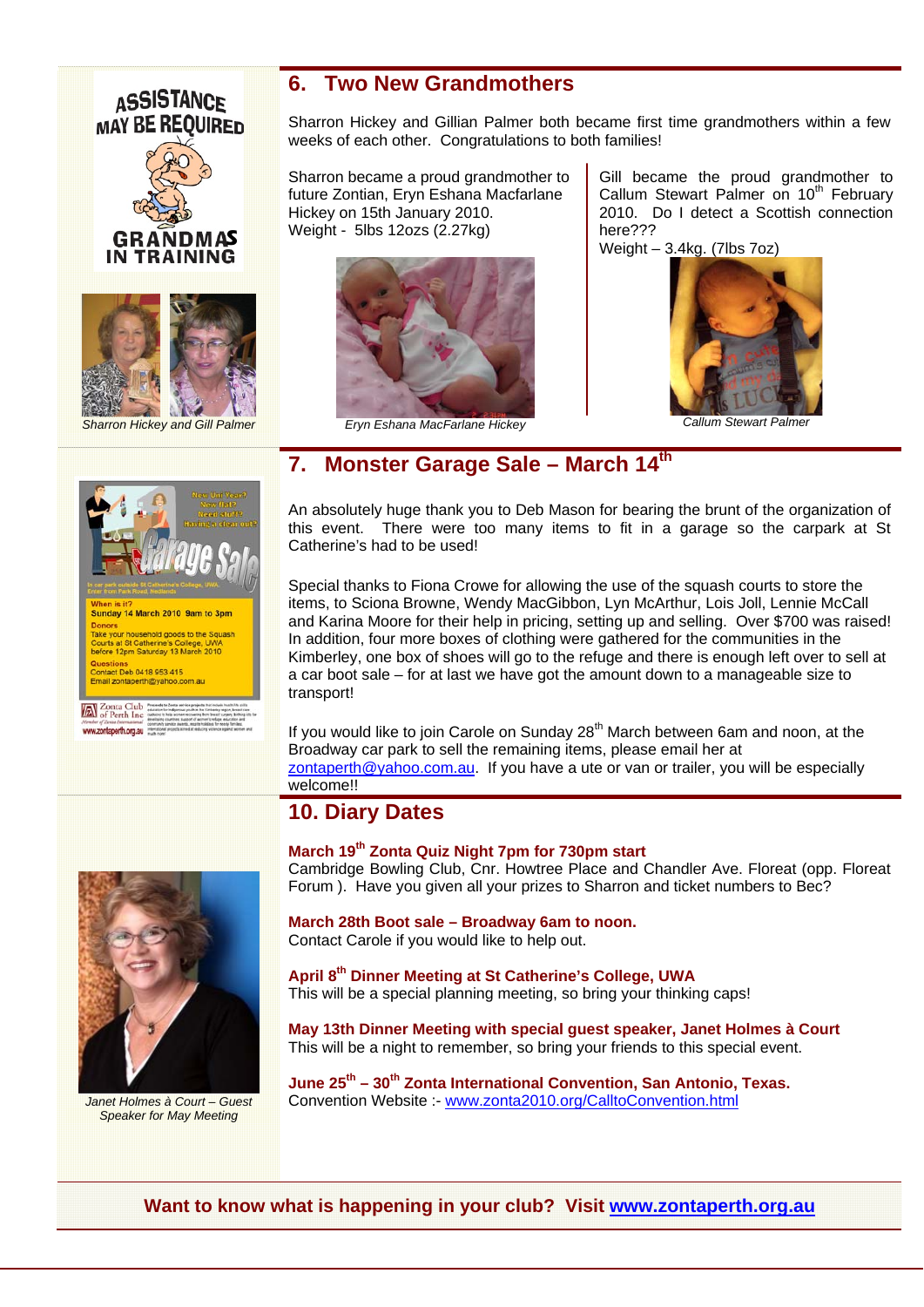## 6. Two New Grandmothers

Sharron Hickey and Gillian Palmer both became first time grandmothers within a few weeks of each other. Congratulations to both families!

Sharron became a proud grandmother to future Zontian, Eryn Eshana Macfarlane Hickey on 15th January 2010.
Weight - 5lbs 12ozs (2.27kg)

*Eryn Eshana MacFarlane Hickey*

Gill became the proud grandmother to Callum Stewart Palmer on 10th February 2010. Do I detect a Scottish connection here???
Weight – 3.4kg. (7lbs 7oz)

*Callum Stewart Palmer*

*Sharron Hickey and Gill Palmer*

## 7. Monster Garage Sale – March 14th

An absolutely huge thank you to Deb Mason for bearing the brunt of the organization of this event. There were too many items to fit in a garage so the carpark at St Catherine's had to be used!

Special thanks to Fiona Crowe for allowing the use of the squash courts to store the items, to Sciona Browne, Wendy MacGibbon, Lyn McArthur, Lois Joll, Lennie McCall and Karina Moore for their help in pricing, setting up and selling. Over $700 was raised! In addition, four more boxes of clothing were gathered for the communities in the Kimberley, one box of shoes will go to the refuge and there is enough left over to sell at a car boot sale – for at last we have got the amount down to a manageable size to transport!

If you would like to join Carole on Sunday 28th March between 6am and noon, at the Broadway car park to sell the remaining items, please email her at zontaperth@yahoo.com.au. If you have a ute or van or trailer, you will be especially welcome!!

## 10. Diary Dates

**March 19th Zonta Quiz Night 7pm for 730pm start**
Cambridge Bowling Club, Cnr. Howtree Place and Chandler Ave. Floreat (opp. Floreat Forum ). Have you given all your prizes to Sharron and ticket numbers to Bec?

**March 28th Boot sale – Broadway 6am to noon.**
Contact Carole if you would like to help out.

**April 8th Dinner Meeting at St Catherine's College, UWA**
This will be a special planning meeting, so bring your thinking caps!

**May 13th Dinner Meeting with special guest speaker, Janet Holmes à Court**
This will be a night to remember, so bring your friends to this special event.

**June 25th – 30th Zonta International Convention, San Antonio, Texas.**
Convention Website :- www.zonta2010.org/CalltoConvention.html

*Janet Holmes à Court – Guest Speaker for May Meeting*

**Want to know what is happening in your club? Visit www.zontaperth.org.au**